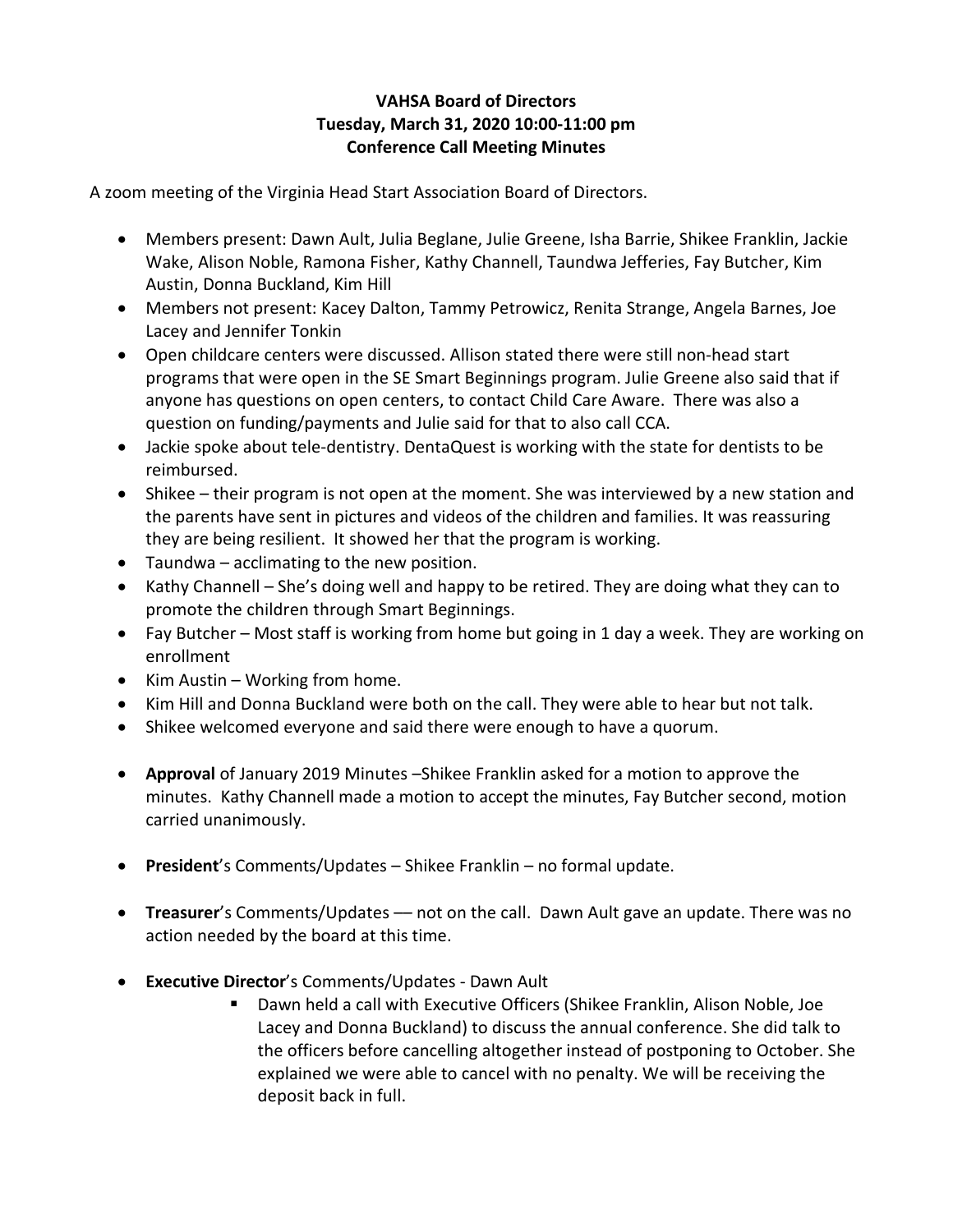**VAHSA Board of Directors**
**Tuesday, March 31, 2020 10:00-11:00 pm**
**Conference Call Meeting Minutes**

A zoom meeting of the Virginia Head Start Association Board of Directors.

- Members present: Dawn Ault, Julia Beglane, Julie Greene, Isha Barrie, Shikee Franklin, Jackie Wake, Alison Noble, Ramona Fisher, Kathy Channell, Taundwa Jefferies, Fay Butcher, Kim Austin, Donna Buckland, Kim Hill
- Members not present: Kacey Dalton, Tammy Petrowicz, Renita Strange, Angela Barnes, Joe Lacey and Jennifer Tonkin
- Open childcare centers were discussed. Allison stated there were still non-head start programs that were open in the SE Smart Beginnings program. Julie Greene also said that if anyone has questions on open centers, to contact Child Care Aware. There was also a question on funding/payments and Julie said for that to also call CCA.
- Jackie spoke about tele-dentistry. DentaQuest is working with the state for dentists to be reimbursed.
- Shikee – their program is not open at the moment. She was interviewed by a new station and the parents have sent in pictures and videos of the children and families. It was reassuring they are being resilient. It showed her that the program is working.
- Taundwa – acclimating to the new position.
- Kathy Channell – She's doing well and happy to be retired. They are doing what they can to promote the children through Smart Beginnings.
- Fay Butcher – Most staff is working from home but going in 1 day a week. They are working on enrollment
- Kim Austin – Working from home.
- Kim Hill and Donna Buckland were both on the call. They were able to hear but not talk.
- Shikee welcomed everyone and said there were enough to have a quorum.

- **Approval** of January 2019 Minutes –Shikee Franklin asked for a motion to approve the minutes. Kathy Channell made a motion to accept the minutes, Fay Butcher second, motion carried unanimously.

- **President**'s Comments/Updates – Shikee Franklin – no formal update.

- **Treasurer**'s Comments/Updates — not on the call. Dawn Ault gave an update. There was no action needed by the board at this time.

- **Executive Director**'s Comments/Updates - Dawn Ault
  - Dawn held a call with Executive Officers (Shikee Franklin, Alison Noble, Joe Lacey and Donna Buckland) to discuss the annual conference. She did talk to the officers before cancelling altogether instead of postponing to October. She explained we were able to cancel with no penalty. We will be receiving the deposit back in full.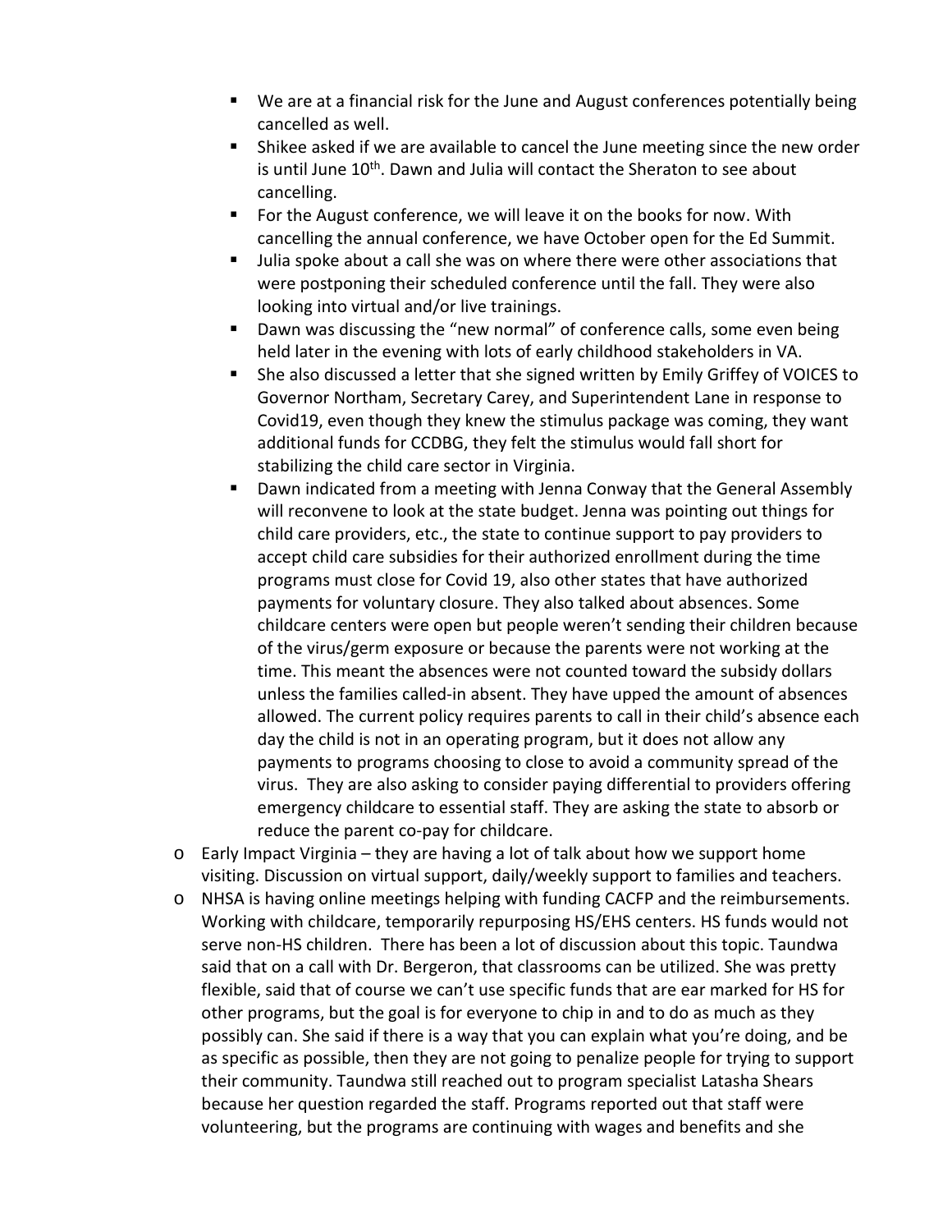- We are at a financial risk for the June and August conferences potentially being cancelled as well.
    - Shikee asked if we are available to cancel the June meeting since the new order is until June 10th. Dawn and Julia will contact the Sheraton to see about cancelling.
    - For the August conference, we will leave it on the books for now. With cancelling the annual conference, we have October open for the Ed Summit.
    - Julia spoke about a call she was on where there were other associations that were postponing their scheduled conference until the fall. They were also looking into virtual and/or live trainings.
    - Dawn was discussing the "new normal" of conference calls, some even being held later in the evening with lots of early childhood stakeholders in VA.
    - She also discussed a letter that she signed written by Emily Griffey of VOICES to Governor Northam, Secretary Carey, and Superintendent Lane in response to Covid19, even though they knew the stimulus package was coming, they want additional funds for CCDBG, they felt the stimulus would fall short for stabilizing the child care sector in Virginia.
    - Dawn indicated from a meeting with Jenna Conway that the General Assembly will reconvene to look at the state budget. Jenna was pointing out things for child care providers, etc., the state to continue support to pay providers to accept child care subsidies for their authorized enrollment during the time programs must close for Covid 19, also other states that have authorized payments for voluntary closure. They also talked about absences. Some childcare centers were open but people weren't sending their children because of the virus/germ exposure or because the parents were not working at the time. This meant the absences were not counted toward the subsidy dollars unless the families called-in absent. They have upped the amount of absences allowed. The current policy requires parents to call in their child's absence each day the child is not in an operating program, but it does not allow any payments to programs choosing to close to avoid a community spread of the virus. They are also asking to consider paying differential to providers offering emergency childcare to essential staff. They are asking the state to absorb or reduce the parent co-pay for childcare.
- Early Impact Virginia – they are having a lot of talk about how we support home visiting. Discussion on virtual support, daily/weekly support to families and teachers.
- NHSA is having online meetings helping with funding CACFP and the reimbursements. Working with childcare, temporarily repurposing HS/EHS centers. HS funds would not serve non-HS children. There has been a lot of discussion about this topic. Taundwa said that on a call with Dr. Bergeron, that classrooms can be utilized. She was pretty flexible, said that of course we can't use specific funds that are ear marked for HS for other programs, but the goal is for everyone to chip in and to do as much as they possibly can. She said if there is a way that you can explain what you're doing, and be as specific as possible, then they are not going to penalize people for trying to support their community. Taundwa still reached out to program specialist Latasha Shears because her question regarded the staff. Programs reported out that staff were volunteering, but the programs are continuing with wages and benefits and she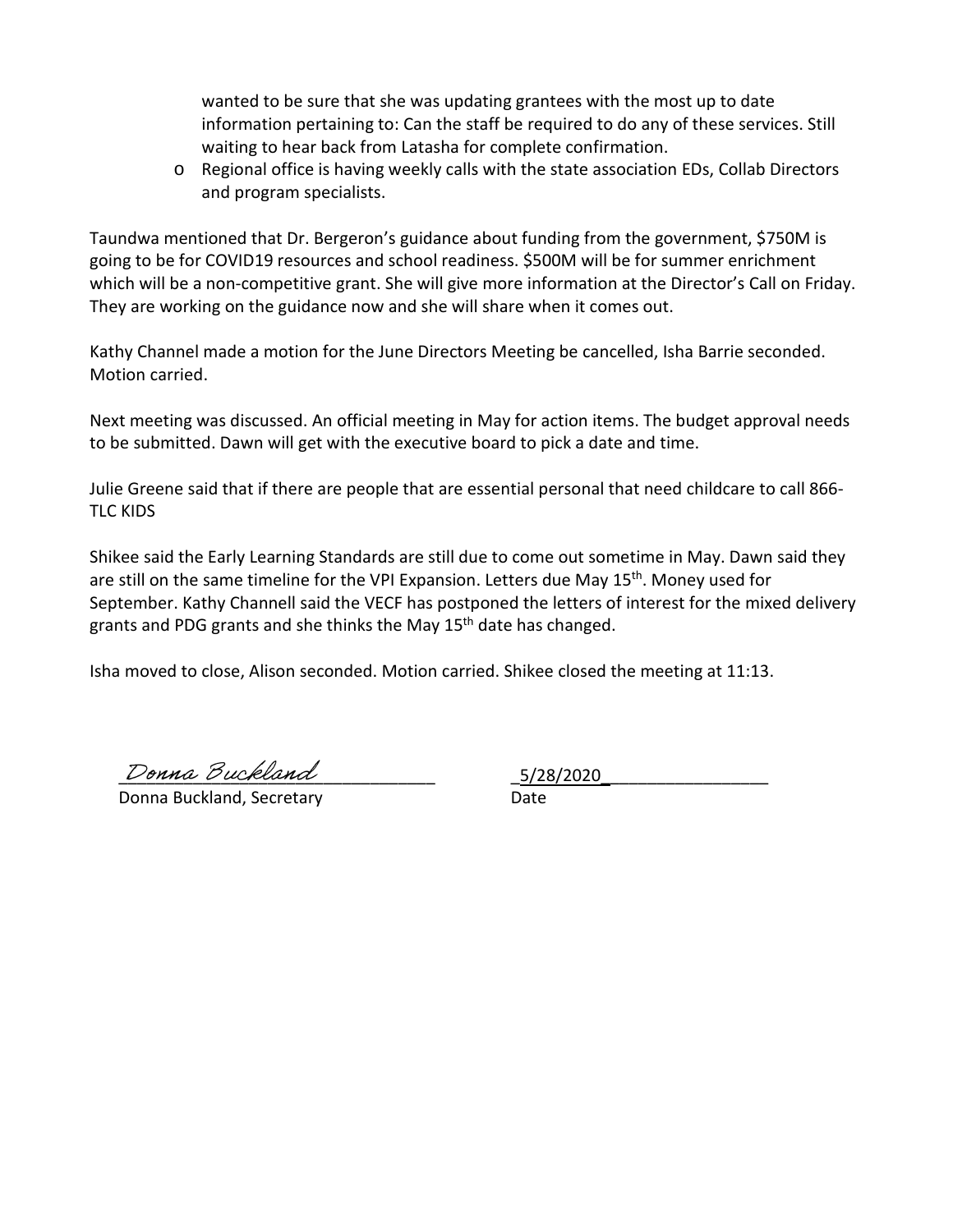wanted to be sure that she was updating grantees with the most up to date information pertaining to: Can the staff be required to do any of these services. Still waiting to hear back from Latasha for complete confirmation.
- Regional office is having weekly calls with the state association EDs, Collab Directors and program specialists.

Taundwa mentioned that Dr. Bergeron's guidance about funding from the government, $750M is going to be for COVID19 resources and school readiness. $500M will be for summer enrichment which will be a non-competitive grant. She will give more information at the Director's Call on Friday. They are working on the guidance now and she will share when it comes out.

Kathy Channel made a motion for the June Directors Meeting be cancelled, Isha Barrie seconded. Motion carried.

Next meeting was discussed. An official meeting in May for action items. The budget approval needs to be submitted. Dawn will get with the executive board to pick a date and time.

Julie Greene said that if there are people that are essential personal that need childcare to call 866-TLC KIDS

Shikee said the Early Learning Standards are still due to come out sometime in May. Dawn said they are still on the same timeline for the VPI Expansion. Letters due May 15th. Money used for September. Kathy Channell said the VECF has postponed the letters of interest for the mixed delivery grants and PDG grants and she thinks the May 15th date has changed.

Isha moved to close, Alison seconded. Motion carried. Shikee closed the meeting at 11:13.

*Donna Buckland*
Donna Buckland, Secretary

5/28/2020
Date